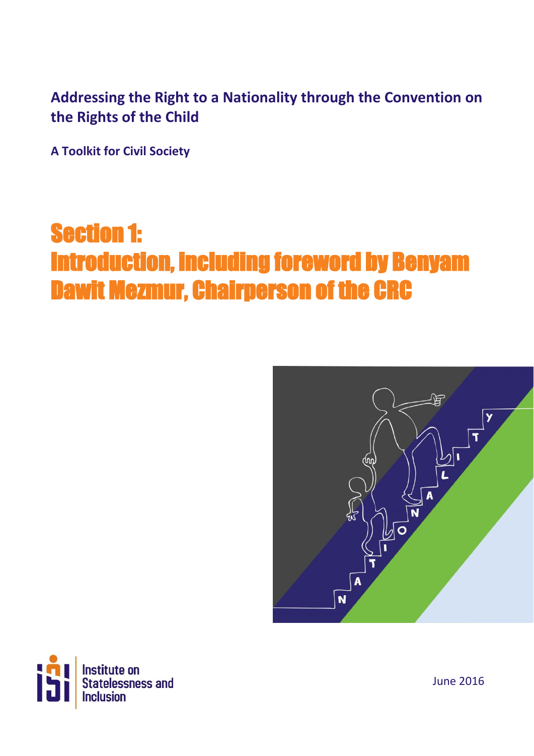**Addressing the Right to a Nationality through the Convention on the Rights of the Child**

**A Toolkit for Civil Society**

# Section 1: Introduction, including foreword by Benyam Dawit Mezmur, Chairperson of the CRC

Institute on Statelessness and Inclusion

June 2016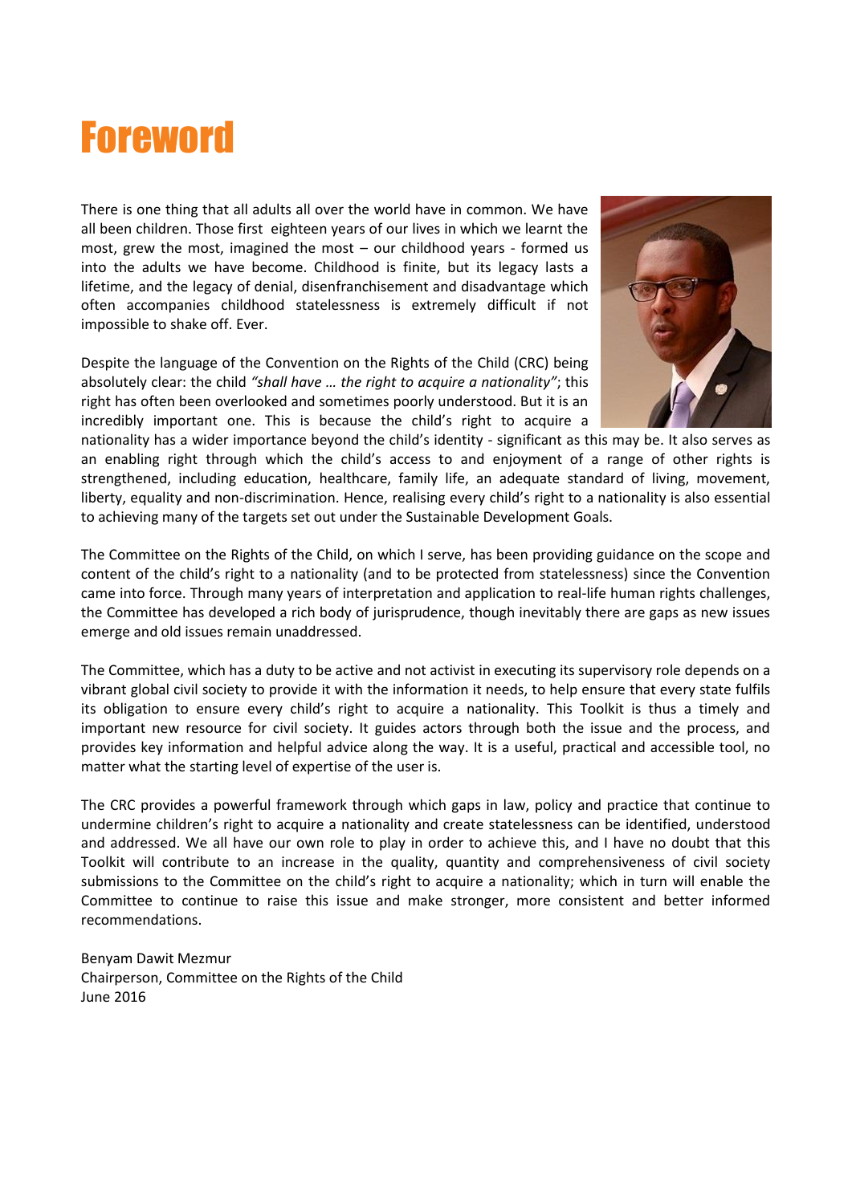# Foreword

There is one thing that all adults all over the world have in common. We have all been children. Those first eighteen years of our lives in which we learnt the most, grew the most, imagined the most – our childhood years - formed us into the adults we have become. Childhood is finite, but its legacy lasts a lifetime, and the legacy of denial, disenfranchisement and disadvantage which often accompanies childhood statelessness is extremely difficult if not impossible to shake off. Ever.

Despite the language of the Convention on the Rights of the Child (CRC) being absolutely clear: the child *"shall have … the right to acquire a nationality"*; this right has often been overlooked and sometimes poorly understood. But it is an incredibly important one. This is because the child's right to acquire a nationality has a wider importance beyond the child's identity - significant as this may be. It also serves as an enabling right through which the child's access to and enjoyment of a range of other rights is strengthened, including education, healthcare, family life, an adequate standard of living, movement, liberty, equality and non-discrimination. Hence, realising every child's right to a nationality is also essential to achieving many of the targets set out under the Sustainable Development Goals.

The Committee on the Rights of the Child, on which I serve, has been providing guidance on the scope and content of the child's right to a nationality (and to be protected from statelessness) since the Convention came into force. Through many years of interpretation and application to real-life human rights challenges, the Committee has developed a rich body of jurisprudence, though inevitably there are gaps as new issues emerge and old issues remain unaddressed.

The Committee, which has a duty to be active and not activist in executing its supervisory role depends on a vibrant global civil society to provide it with the information it needs, to help ensure that every state fulfils its obligation to ensure every child's right to acquire a nationality. This Toolkit is thus a timely and important new resource for civil society. It guides actors through both the issue and the process, and provides key information and helpful advice along the way. It is a useful, practical and accessible tool, no matter what the starting level of expertise of the user is.

The CRC provides a powerful framework through which gaps in law, policy and practice that continue to undermine children's right to acquire a nationality and create statelessness can be identified, understood and addressed. We all have our own role to play in order to achieve this, and I have no doubt that this Toolkit will contribute to an increase in the quality, quantity and comprehensiveness of civil society submissions to the Committee on the child's right to acquire a nationality; which in turn will enable the Committee to continue to raise this issue and make stronger, more consistent and better informed recommendations.

Benyam Dawit Mezmur
Chairperson, Committee on the Rights of the Child
June 2016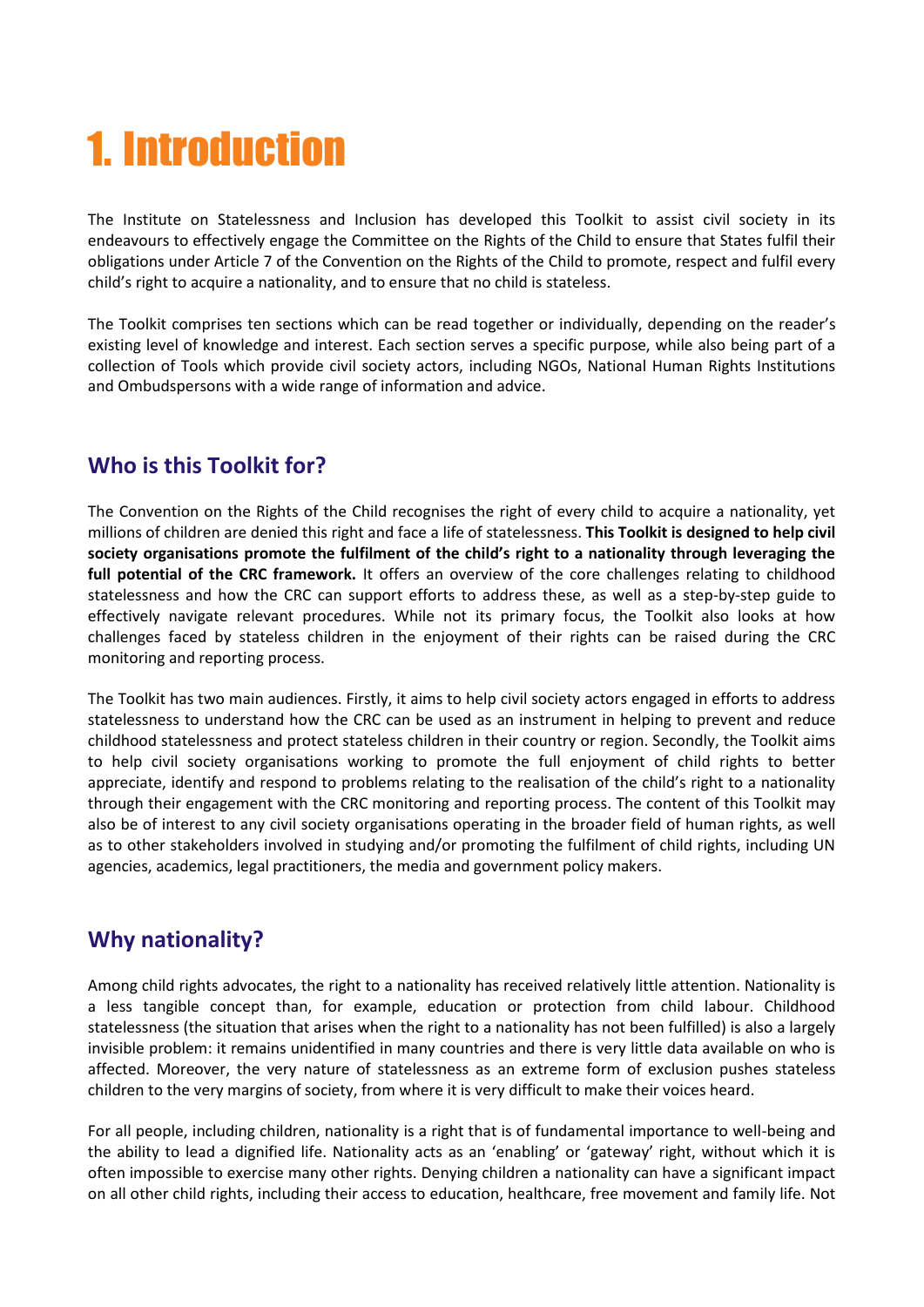# 1. Introduction

The Institute on Statelessness and Inclusion has developed this Toolkit to assist civil society in its endeavours to effectively engage the Committee on the Rights of the Child to ensure that States fulfil their obligations under Article 7 of the Convention on the Rights of the Child to promote, respect and fulfil every child's right to acquire a nationality, and to ensure that no child is stateless.

The Toolkit comprises ten sections which can be read together or individually, depending on the reader's existing level of knowledge and interest. Each section serves a specific purpose, while also being part of a collection of Tools which provide civil society actors, including NGOs, National Human Rights Institutions and Ombudspersons with a wide range of information and advice.

## Who is this Toolkit for?

The Convention on the Rights of the Child recognises the right of every child to acquire a nationality, yet millions of children are denied this right and face a life of statelessness. **This Toolkit is designed to help civil society organisations promote the fulfilment of the child's right to a nationality through leveraging the full potential of the CRC framework.** It offers an overview of the core challenges relating to childhood statelessness and how the CRC can support efforts to address these, as well as a step-by-step guide to effectively navigate relevant procedures. While not its primary focus, the Toolkit also looks at how challenges faced by stateless children in the enjoyment of their rights can be raised during the CRC monitoring and reporting process.

The Toolkit has two main audiences. Firstly, it aims to help civil society actors engaged in efforts to address statelessness to understand how the CRC can be used as an instrument in helping to prevent and reduce childhood statelessness and protect stateless children in their country or region. Secondly, the Toolkit aims to help civil society organisations working to promote the full enjoyment of child rights to better appreciate, identify and respond to problems relating to the realisation of the child's right to a nationality through their engagement with the CRC monitoring and reporting process. The content of this Toolkit may also be of interest to any civil society organisations operating in the broader field of human rights, as well as to other stakeholders involved in studying and/or promoting the fulfilment of child rights, including UN agencies, academics, legal practitioners, the media and government policy makers.

## Why nationality?

Among child rights advocates, the right to a nationality has received relatively little attention. Nationality is a less tangible concept than, for example, education or protection from child labour. Childhood statelessness (the situation that arises when the right to a nationality has not been fulfilled) is also a largely invisible problem: it remains unidentified in many countries and there is very little data available on who is affected. Moreover, the very nature of statelessness as an extreme form of exclusion pushes stateless children to the very margins of society, from where it is very difficult to make their voices heard.

For all people, including children, nationality is a right that is of fundamental importance to well-being and the ability to lead a dignified life. Nationality acts as an 'enabling' or 'gateway' right, without which it is often impossible to exercise many other rights. Denying children a nationality can have a significant impact on all other child rights, including their access to education, healthcare, free movement and family life. Not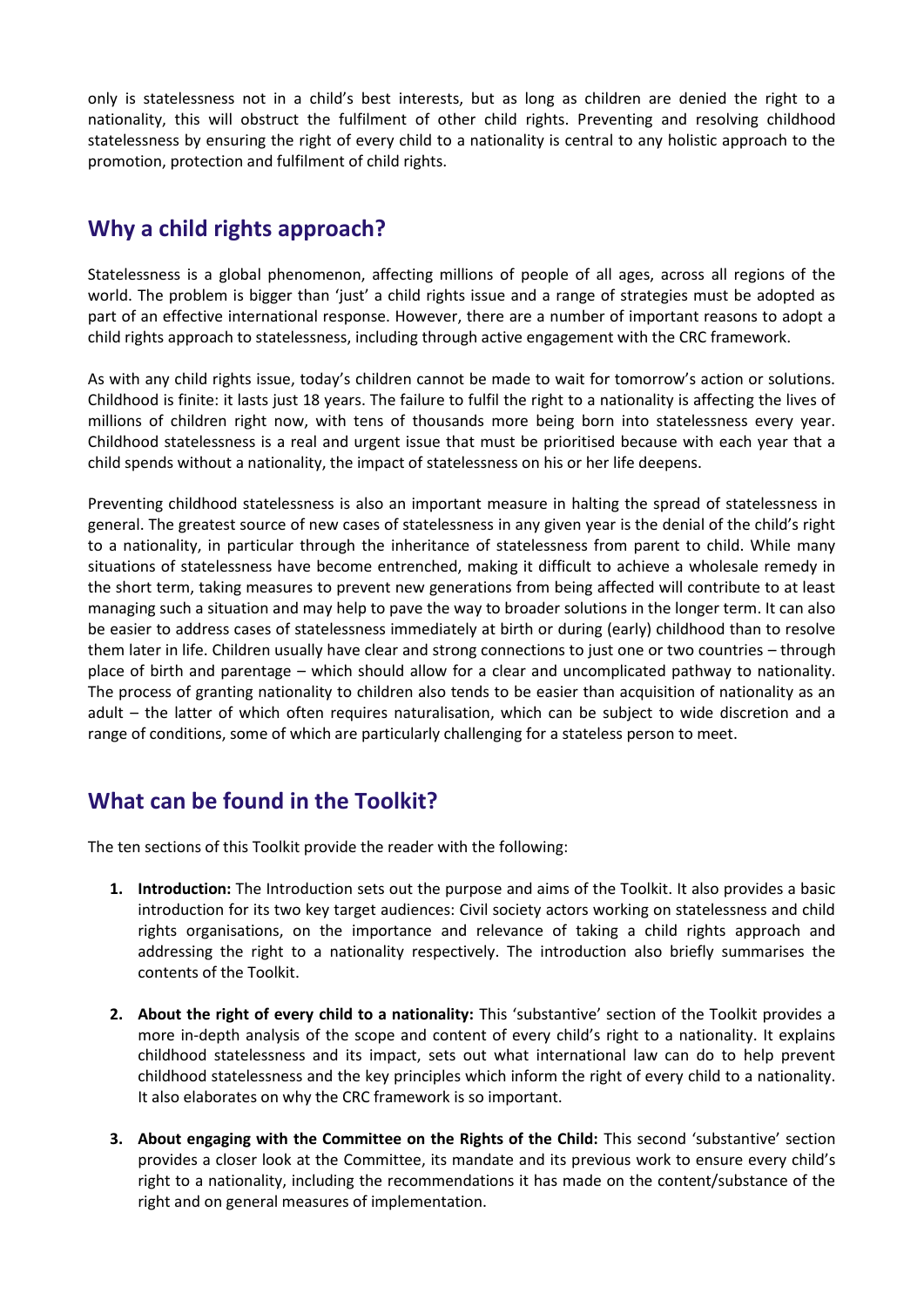only is statelessness not in a child's best interests, but as long as children are denied the right to a nationality, this will obstruct the fulfilment of other child rights. Preventing and resolving childhood statelessness by ensuring the right of every child to a nationality is central to any holistic approach to the promotion, protection and fulfilment of child rights.

## Why a child rights approach?

Statelessness is a global phenomenon, affecting millions of people of all ages, across all regions of the world. The problem is bigger than 'just' a child rights issue and a range of strategies must be adopted as part of an effective international response. However, there are a number of important reasons to adopt a child rights approach to statelessness, including through active engagement with the CRC framework.

As with any child rights issue, today's children cannot be made to wait for tomorrow's action or solutions. Childhood is finite: it lasts just 18 years. The failure to fulfil the right to a nationality is affecting the lives of millions of children right now, with tens of thousands more being born into statelessness every year. Childhood statelessness is a real and urgent issue that must be prioritised because with each year that a child spends without a nationality, the impact of statelessness on his or her life deepens.

Preventing childhood statelessness is also an important measure in halting the spread of statelessness in general. The greatest source of new cases of statelessness in any given year is the denial of the child's right to a nationality, in particular through the inheritance of statelessness from parent to child. While many situations of statelessness have become entrenched, making it difficult to achieve a wholesale remedy in the short term, taking measures to prevent new generations from being affected will contribute to at least managing such a situation and may help to pave the way to broader solutions in the longer term. It can also be easier to address cases of statelessness immediately at birth or during (early) childhood than to resolve them later in life. Children usually have clear and strong connections to just one or two countries – through place of birth and parentage – which should allow for a clear and uncomplicated pathway to nationality. The process of granting nationality to children also tends to be easier than acquisition of nationality as an adult – the latter of which often requires naturalisation, which can be subject to wide discretion and a range of conditions, some of which are particularly challenging for a stateless person to meet.

## What can be found in the Toolkit?

The ten sections of this Toolkit provide the reader with the following:

1. **Introduction:** The Introduction sets out the purpose and aims of the Toolkit. It also provides a basic introduction for its two key target audiences: Civil society actors working on statelessness and child rights organisations, on the importance and relevance of taking a child rights approach and addressing the right to a nationality respectively. The introduction also briefly summarises the contents of the Toolkit.

2. **About the right of every child to a nationality:** This 'substantive' section of the Toolkit provides a more in-depth analysis of the scope and content of every child's right to a nationality. It explains childhood statelessness and its impact, sets out what international law can do to help prevent childhood statelessness and the key principles which inform the right of every child to a nationality. It also elaborates on why the CRC framework is so important.

3. **About engaging with the Committee on the Rights of the Child:** This second 'substantive' section provides a closer look at the Committee, its mandate and its previous work to ensure every child's right to a nationality, including the recommendations it has made on the content/substance of the right and on general measures of implementation.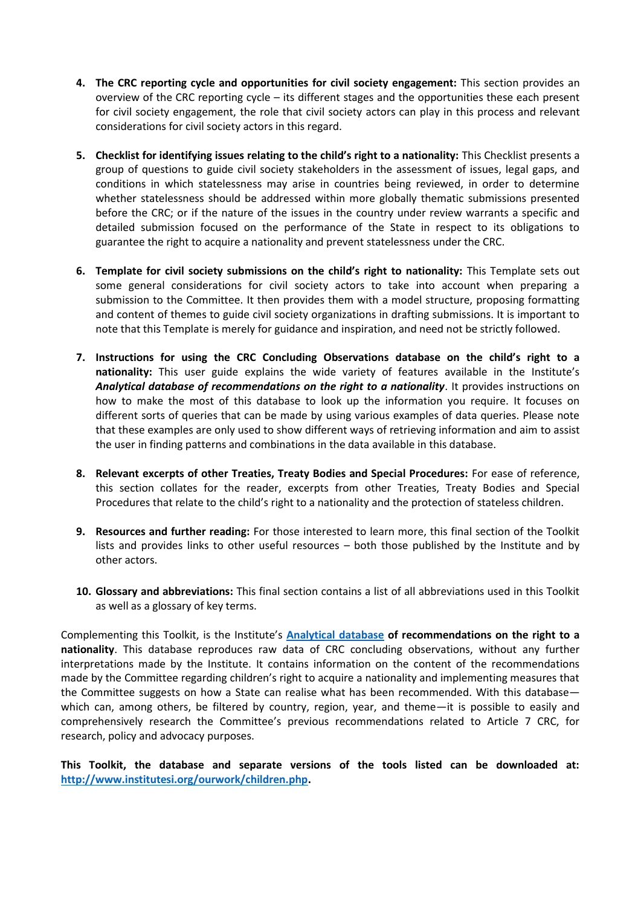4. **The CRC reporting cycle and opportunities for civil society engagement:** This section provides an overview of the CRC reporting cycle – its different stages and the opportunities these each present for civil society engagement, the role that civil society actors can play in this process and relevant considerations for civil society actors in this regard.

5. **Checklist for identifying issues relating to the child's right to a nationality:** This Checklist presents a group of questions to guide civil society stakeholders in the assessment of issues, legal gaps, and conditions in which statelessness may arise in countries being reviewed, in order to determine whether statelessness should be addressed within more globally thematic submissions presented before the CRC; or if the nature of the issues in the country under review warrants a specific and detailed submission focused on the performance of the State in respect to its obligations to guarantee the right to acquire a nationality and prevent statelessness under the CRC.

6. **Template for civil society submissions on the child's right to nationality:** This Template sets out some general considerations for civil society actors to take into account when preparing a submission to the Committee. It then provides them with a model structure, proposing formatting and content of themes to guide civil society organizations in drafting submissions. It is important to note that this Template is merely for guidance and inspiration, and need not be strictly followed.

7. **Instructions for using the CRC Concluding Observations database on the child's right to a nationality:** This user guide explains the wide variety of features available in the Institute's ***Analytical database of recommendations on the right to a nationality***. It provides instructions on how to make the most of this database to look up the information you require. It focuses on different sorts of queries that can be made by using various examples of data queries. Please note that these examples are only used to show different ways of retrieving information and aim to assist the user in finding patterns and combinations in the data available in this database.

8. **Relevant excerpts of other Treaties, Treaty Bodies and Special Procedures:** For ease of reference, this section collates for the reader, excerpts from other Treaties, Treaty Bodies and Special Procedures that relate to the child's right to a nationality and the protection of stateless children.

9. **Resources and further reading:** For those interested to learn more, this final section of the Toolkit lists and provides links to other useful resources – both those published by the Institute and by other actors.

10. **Glossary and abbreviations:** This final section contains a list of all abbreviations used in this Toolkit as well as a glossary of key terms.

Complementing this Toolkit, is the Institute's **Analytical database of recommendations on the right to a nationality**. This database reproduces raw data of CRC concluding observations, without any further interpretations made by the Institute. It contains information on the content of the recommendations made by the Committee regarding children's right to acquire a nationality and implementing measures that the Committee suggests on how a State can realise what has been recommended. With this database—which can, among others, be filtered by country, region, year, and theme—it is possible to easily and comprehensively research the Committee's previous recommendations related to Article 7 CRC, for research, policy and advocacy purposes.

**This Toolkit, the database and separate versions of the tools listed can be downloaded at: http://www.institutesi.org/ourwork/children.php.**